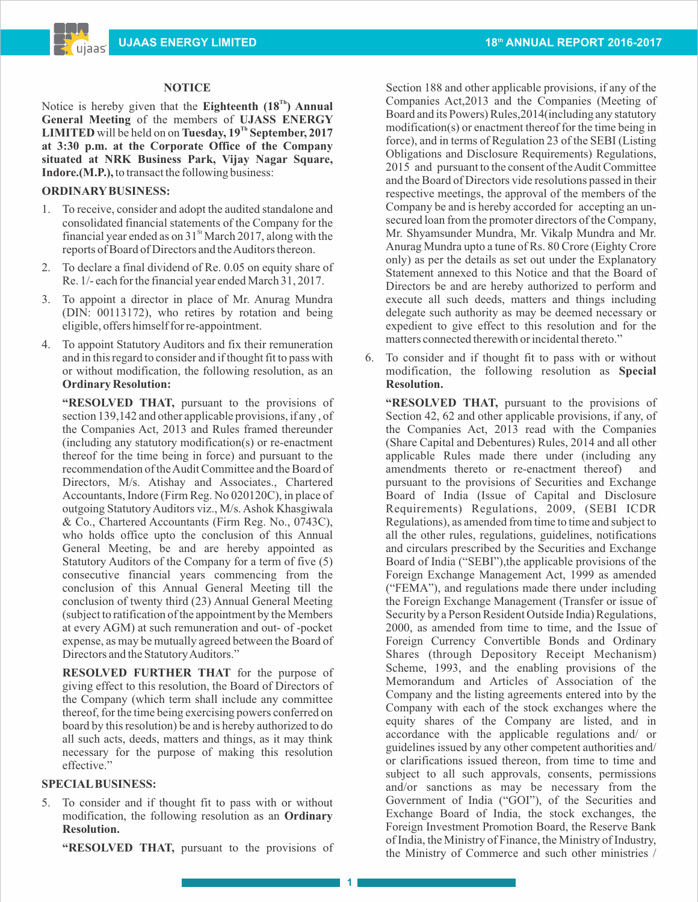# NOTICE

Notice is hereby given that the **Eighteenth (18$^{Th}$) Annual General Meeting** of the members of **UJASS ENERGY LIMITED** will be held on on **Tuesday, 19$^{Th}$ September, 2017 at 3:30 p.m. at the Corporate Office of the Company situated at NRK Business Park, Vijay Nagar Square, Indore.(M.P.),** to transact the following business:

## ORDINARY BUSINESS:

1. To receive, consider and adopt the audited standalone and consolidated financial statements of the Company for the financial year ended as on 31$^{St}$ March 2017, along with the reports of Board of Directors and the Auditors thereon.

2. To declare a final dividend of Re. 0.05 on equity share of Re. 1/- each for the financial year ended March 31, 2017.

3. To appoint a director in place of Mr. Anurag Mundra (DIN: 00113172), who retires by rotation and being eligible, offers himself for re-appointment.

4. To appoint Statutory Auditors and fix their remuneration and in this regard to consider and if thought fit to pass with or without modification, the following resolution, as an **Ordinary Resolution:**

   **"RESOLVED THAT,** pursuant to the provisions of section 139,142 and other applicable provisions, if any , of the Companies Act, 2013 and Rules framed thereunder (including any statutory modification(s) or re-enactment thereof for the time being in force) and pursuant to the recommendation of the Audit Committee and the Board of Directors, M/s. Atishay and Associates., Chartered Accountants, Indore (Firm Reg. No 020120C), in place of outgoing Statutory Auditors viz., M/s. Ashok Khasgiwala & Co., Chartered Accountants (Firm Reg. No., 0743C), who holds office upto the conclusion of this Annual General Meeting, be and are hereby appointed as Statutory Auditors of the Company for a term of five (5) consecutive financial years commencing from the conclusion of this Annual General Meeting till the conclusion of twenty third (23) Annual General Meeting (subject to ratification of the appointment by the Members at every AGM) at such remuneration and out- of -pocket expense, as may be mutually agreed between the Board of Directors and the Statutory Auditors."

   **RESOLVED FURTHER THAT** for the purpose of giving effect to this resolution, the Board of Directors of the Company (which term shall include any committee thereof, for the time being exercising powers conferred on board by this resolution) be and is hereby authorized to do all such acts, deeds, matters and things, as it may think necessary for the purpose of making this resolution effective."

## SPECIAL BUSINESS:

5. To consider and if thought fit to pass with or without modification, the following resolution as an **Ordinary Resolution.**

   **"RESOLVED THAT,** pursuant to the provisions of Section 188 and other applicable provisions, if any of the Companies Act,2013 and the Companies (Meeting of Board and its Powers) Rules,2014(including any statutory modification(s) or enactment thereof for the time being in force), and in terms of Regulation 23 of the SEBI (Listing Obligations and Disclosure Requirements) Regulations, 2015 and pursuant to the consent of the Audit Committee and the Board of Directors vide resolutions passed in their respective meetings, the approval of the members of the Company be and is hereby accorded for accepting an un-secured loan from the promoter directors of the Company, Mr. Shyamsunder Mundra, Mr. Vikalp Mundra and Mr. Anurag Mundra upto a tune of Rs. 80 Crore (Eighty Crore only) as per the details as set out under the Explanatory Statement annexed to this Notice and that the Board of Directors be and are hereby authorized to perform and execute all such deeds, matters and things including delegate such authority as may be deemed necessary or expedient to give effect to this resolution and for the matters connected therewith or incidental thereto."

6. To consider and if thought fit to pass with or without modification, the following resolution as **Special Resolution.**

   **"RESOLVED THAT,** pursuant to the provisions of Section 42, 62 and other applicable provisions, if any, of the Companies Act, 2013 read with the Companies (Share Capital and Debentures) Rules, 2014 and all other applicable Rules made there under (including any amendments thereto or re-enactment thereof) and pursuant to the provisions of Securities and Exchange Board of India (Issue of Capital and Disclosure Requirements) Regulations, 2009, (SEBI ICDR Regulations), as amended from time to time and subject to all the other rules, regulations, guidelines, notifications and circulars prescribed by the Securities and Exchange Board of India ("SEBI"),the applicable provisions of the Foreign Exchange Management Act, 1999 as amended ("FEMA"), and regulations made there under including the Foreign Exchange Management (Transfer or issue of Security by a Person Resident Outside India) Regulations, 2000, as amended from time to time, and the Issue of Foreign Currency Convertible Bonds and Ordinary Shares (through Depository Receipt Mechanism) Scheme, 1993, and the enabling provisions of the Memorandum and Articles of Association of the Company and the listing agreements entered into by the Company with each of the stock exchanges where the equity shares of the Company are listed, and in accordance with the applicable regulations and/ or guidelines issued by any other competent authorities and/ or clarifications issued thereon, from time to time and subject to all such approvals, consents, permissions and/or sanctions as may be necessary from the Government of India ("GOI"), of the Securities and Exchange Board of India, the stock exchanges, the Foreign Investment Promotion Board, the Reserve Bank of India, the Ministry of Finance, the Ministry of Industry, the Ministry of Commerce and such other ministries /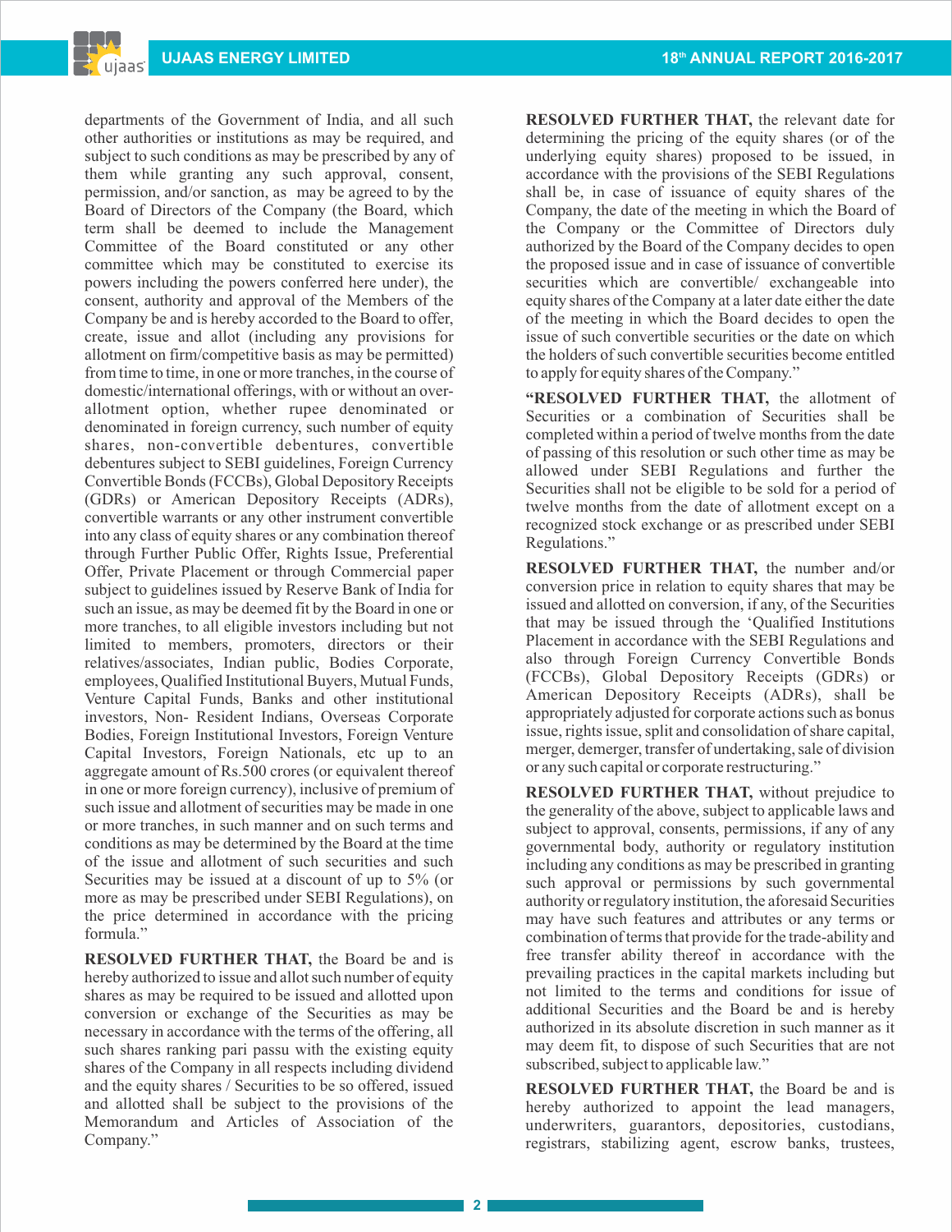departments of the Government of India, and all such other authorities or institutions as may be required, and subject to such conditions as may be prescribed by any of them while granting any such approval, consent, permission, and/or sanction, as may be agreed to by the Board of Directors of the Company (the Board, which term shall be deemed to include the Management Committee of the Board constituted or any other committee which may be constituted to exercise its powers including the powers conferred here under), the consent, authority and approval of the Members of the Company be and is hereby accorded to the Board to offer, create, issue and allot (including any provisions for allotment on firm/competitive basis as may be permitted) from time to time, in one or more tranches, in the course of domestic/international offerings, with or without an over-allotment option, whether rupee denominated or denominated in foreign currency, such number of equity shares, non-convertible debentures, convertible debentures subject to SEBI guidelines, Foreign Currency Convertible Bonds (FCCBs), Global Depository Receipts (GDRs) or American Depository Receipts (ADRs), convertible warrants or any other instrument convertible into any class of equity shares or any combination thereof through Further Public Offer, Rights Issue, Preferential Offer, Private Placement or through Commercial paper subject to guidelines issued by Reserve Bank of India for such an issue, as may be deemed fit by the Board in one or more tranches, to all eligible investors including but not limited to members, promoters, directors or their relatives/associates, Indian public, Bodies Corporate, employees, Qualified Institutional Buyers, Mutual Funds, Venture Capital Funds, Banks and other institutional investors, Non- Resident Indians, Overseas Corporate Bodies, Foreign Institutional Investors, Foreign Venture Capital Investors, Foreign Nationals, etc up to an aggregate amount of Rs.500 crores (or equivalent thereof in one or more foreign currency), inclusive of premium of such issue and allotment of securities may be made in one or more tranches, in such manner and on such terms and conditions as may be determined by the Board at the time of the issue and allotment of such securities and such Securities may be issued at a discount of up to 5% (or more as may be prescribed under SEBI Regulations), on the price determined in accordance with the pricing formula."

**RESOLVED FURTHER THAT,** the Board be and is hereby authorized to issue and allot such number of equity shares as may be required to be issued and allotted upon conversion or exchange of the Securities as may be necessary in accordance with the terms of the offering, all such shares ranking pari passu with the existing equity shares of the Company in all respects including dividend and the equity shares / Securities to be so offered, issued and allotted shall be subject to the provisions of the Memorandum and Articles of Association of the Company."

**RESOLVED FURTHER THAT,** the relevant date for determining the pricing of the equity shares (or of the underlying equity shares) proposed to be issued, in accordance with the provisions of the SEBI Regulations shall be, in case of issuance of equity shares of the Company, the date of the meeting in which the Board of the Company or the Committee of Directors duly authorized by the Board of the Company decides to open the proposed issue and in case of issuance of convertible securities which are convertible/ exchangeable into equity shares of the Company at a later date either the date of the meeting in which the Board decides to open the issue of such convertible securities or the date on which the holders of such convertible securities become entitled to apply for equity shares of the Company."

"**RESOLVED FURTHER THAT,** the allotment of Securities or a combination of Securities shall be completed within a period of twelve months from the date of passing of this resolution or such other time as may be allowed under SEBI Regulations and further the Securities shall not be eligible to be sold for a period of twelve months from the date of allotment except on a recognized stock exchange or as prescribed under SEBI Regulations."

**RESOLVED FURTHER THAT,** the number and/or conversion price in relation to equity shares that may be issued and allotted on conversion, if any, of the Securities that may be issued through the 'Qualified Institutions Placement in accordance with the SEBI Regulations and also through Foreign Currency Convertible Bonds (FCCBs), Global Depository Receipts (GDRs) or American Depository Receipts (ADRs), shall be appropriately adjusted for corporate actions such as bonus issue, rights issue, split and consolidation of share capital, merger, demerger, transfer of undertaking, sale of division or any such capital or corporate restructuring."

**RESOLVED FURTHER THAT,** without prejudice to the generality of the above, subject to applicable laws and subject to approval, consents, permissions, if any of any governmental body, authority or regulatory institution including any conditions as may be prescribed in granting such approval or permissions by such governmental authority or regulatory institution, the aforesaid Securities may have such features and attributes or any terms or combination of terms that provide for the trade-ability and free transfer ability thereof in accordance with the prevailing practices in the capital markets including but not limited to the terms and conditions for issue of additional Securities and the Board be and is hereby authorized in its absolute discretion in such manner as it may deem fit, to dispose of such Securities that are not subscribed, subject to applicable law."

**RESOLVED FURTHER THAT,** the Board be and is hereby authorized to appoint the lead managers, underwriters, guarantors, depositories, custodians, registrars, stabilizing agent, escrow banks, trustees,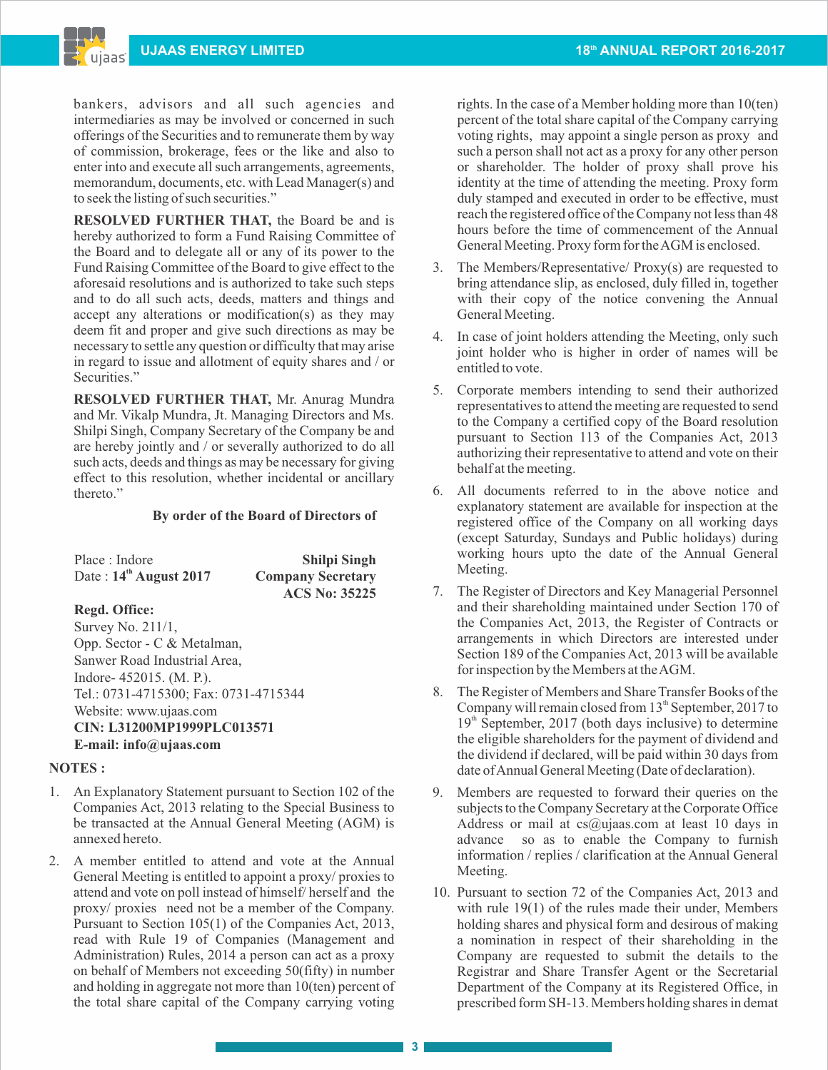bankers, advisors and all such agencies and intermediaries as may be involved or concerned in such offerings of the Securities and to remunerate them by way of commission, brokerage, fees or the like and also to enter into and execute all such arrangements, agreements, memorandum, documents, etc. with Lead Manager(s) and to seek the listing of such securities."

**RESOLVED FURTHER THAT,** the Board be and is hereby authorized to form a Fund Raising Committee of the Board and to delegate all or any of its power to the Fund Raising Committee of the Board to give effect to the aforesaid resolutions and is authorized to take such steps and to do all such acts, deeds, matters and things and accept any alterations or modification(s) as they may deem fit and proper and give such directions as may be necessary to settle any question or difficulty that may arise in regard to issue and allotment of equity shares and / or Securities."

**RESOLVED FURTHER THAT,** Mr. Anurag Mundra and Mr. Vikalp Mundra, Jt. Managing Directors and Ms. Shilpi Singh, Company Secretary of the Company be and are hereby jointly and / or severally authorized to do all such acts, deeds and things as may be necessary for giving effect to this resolution, whether incidental or ancillary thereto."

**By order of the Board of Directors of**

Place : Indore
Date : **14th August 2017**

**Shilpi Singh**
**Company Secretary**
**ACS No: 35225**

**Regd. Office:**
Survey No. 211/1,
Opp. Sector - C & Metalman,
Sanwer Road Industrial Area,
Indore- 452015. (M. P.).
Tel.: 0731-4715300; Fax: 0731-4715344
Website: www.ujaas.com
**CIN: L31200MP1999PLC013571**
**E-mail: info@ujaas.com**

**NOTES :**

1. An Explanatory Statement pursuant to Section 102 of the Companies Act, 2013 relating to the Special Business to be transacted at the Annual General Meeting (AGM) is annexed hereto.

2. A member entitled to attend and vote at the Annual General Meeting is entitled to appoint a proxy/ proxies to attend and vote on poll instead of himself/ herself and the proxy/ proxies need not be a member of the Company. Pursuant to Section 105(1) of the Companies Act, 2013, read with Rule 19 of Companies (Management and Administration) Rules, 2014 a person can act as a proxy on behalf of Members not exceeding 50(fifty) in number and holding in aggregate not more than 10(ten) percent of the total share capital of the Company carrying voting rights. In the case of a Member holding more than 10(ten) percent of the total share capital of the Company carrying voting rights, may appoint a single person as proxy and such a person shall not act as a proxy for any other person or shareholder. The holder of proxy shall prove his identity at the time of attending the meeting. Proxy form duly stamped and executed in order to be effective, must reach the registered office of the Company not less than 48 hours before the time of commencement of the Annual General Meeting. Proxy form for the AGM is enclosed.

3. The Members/Representative/ Proxy(s) are requested to bring attendance slip, as enclosed, duly filled in, together with their copy of the notice convening the Annual General Meeting.

4. In case of joint holders attending the Meeting, only such joint holder who is higher in order of names will be entitled to vote.

5. Corporate members intending to send their authorized representatives to attend the meeting are requested to send to the Company a certified copy of the Board resolution pursuant to Section 113 of the Companies Act, 2013 authorizing their representative to attend and vote on their behalf at the meeting.

6. All documents referred to in the above notice and explanatory statement are available for inspection at the registered office of the Company on all working days (except Saturday, Sundays and Public holidays) during working hours upto the date of the Annual General Meeting.

7. The Register of Directors and Key Managerial Personnel and their shareholding maintained under Section 170 of the Companies Act, 2013, the Register of Contracts or arrangements in which Directors are interested under Section 189 of the Companies Act, 2013 will be available for inspection by the Members at the AGM.

8. The Register of Members and Share Transfer Books of the Company will remain closed from 13th September, 2017 to 19th September, 2017 (both days inclusive) to determine the eligible shareholders for the payment of dividend and the dividend if declared, will be paid within 30 days from date of Annual General Meeting (Date of declaration).

9. Members are requested to forward their queries on the subjects to the Company Secretary at the Corporate Office Address or mail at cs@ujaas.com at least 10 days in advance so as to enable the Company to furnish information / replies / clarification at the Annual General Meeting.

10. Pursuant to section 72 of the Companies Act, 2013 and with rule 19(1) of the rules made their under, Members holding shares and physical form and desirous of making a nomination in respect of their shareholding in the Company are requested to submit the details to the Registrar and Share Transfer Agent or the Secretarial Department of the Company at its Registered Office, in prescribed form SH-13. Members holding shares in demat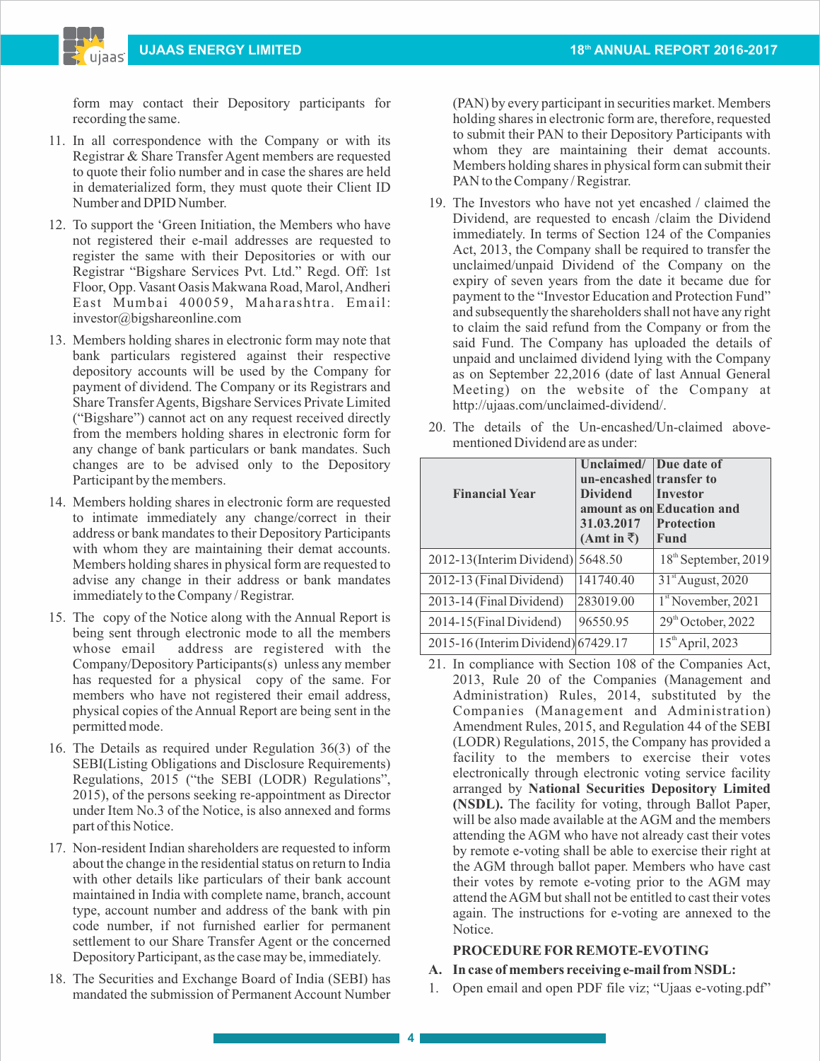form may contact their Depository participants for recording the same.

11. In all correspondence with the Company or with its Registrar & Share Transfer Agent members are requested to quote their folio number and in case the shares are held in dematerialized form, they must quote their Client ID Number and DPID Number.

12. To support the 'Green Initiation, the Members who have not registered their e-mail addresses are requested to register the same with their Depositories or with our Registrar "Bigshare Services Pvt. Ltd." Regd. Off: 1st Floor, Opp. Vasant Oasis Makwana Road, Marol, Andheri East Mumbai 400059, Maharashtra. Email: investor@bigshareonline.com

13. Members holding shares in electronic form may note that bank particulars registered against their respective depository accounts will be used by the Company for payment of dividend. The Company or its Registrars and Share Transfer Agents, Bigshare Services Private Limited ("Bigshare") cannot act on any request received directly from the members holding shares in electronic form for any change of bank particulars or bank mandates. Such changes are to be advised only to the Depository Participant by the members.

14. Members holding shares in electronic form are requested to intimate immediately any change/correct in their address or bank mandates to their Depository Participants with whom they are maintaining their demat accounts. Members holding shares in physical form are requested to advise any change in their address or bank mandates immediately to the Company / Registrar.

15. The copy of the Notice along with the Annual Report is being sent through electronic mode to all the members whose email address are registered with the Company/Depository Participants(s) unless any member has requested for a physical copy of the same. For members who have not registered their email address, physical copies of the Annual Report are being sent in the permitted mode.

16. The Details as required under Regulation 36(3) of the SEBI(Listing Obligations and Disclosure Requirements) Regulations, 2015 ("the SEBI (LODR) Regulations", 2015), of the persons seeking re-appointment as Director under Item No.3 of the Notice, is also annexed and forms part of this Notice.

17. Non-resident Indian shareholders are requested to inform about the change in the residential status on return to India with other details like particulars of their bank account maintained in India with complete name, branch, account type, account number and address of the bank with pin code number, if not furnished earlier for permanent settlement to our Share Transfer Agent or the concerned Depository Participant, as the case may be, immediately.

18. The Securities and Exchange Board of India (SEBI) has mandated the submission of Permanent Account Number (PAN) by every participant in securities market. Members holding shares in electronic form are, therefore, requested to submit their PAN to their Depository Participants with whom they are maintaining their demat accounts. Members holding shares in physical form can submit their PAN to the Company / Registrar.

19. The Investors who have not yet encashed / claimed the Dividend, are requested to encash /claim the Dividend immediately. In terms of Section 124 of the Companies Act, 2013, the Company shall be required to transfer the unclaimed/unpaid Dividend of the Company on the expiry of seven years from the date it became due for payment to the "Investor Education and Protection Fund" and subsequently the shareholders shall not have any right to claim the said refund from the Company or from the said Fund. The Company has uploaded the details of unpaid and unclaimed dividend lying with the Company as on September 22,2016 (date of last Annual General Meeting) on the website of the Company at http://ujaas.com/unclaimed-dividend/.

20. The details of the Un-encashed/Un-claimed above-mentioned Dividend are as under:

| Financial Year | Unclaimed/ un-encashed Dividend amount as on 31.03.2017 (Amt in ₹) | Due date of transfer to Investor Education and Protection Fund |
|---|---|---|
| 2012-13(Interim Dividend) | 5648.50 | 18th September, 2019 |
| 2012-13 (Final Dividend) | 141740.40 | 31st August, 2020 |
| 2013-14 (Final Dividend) | 283019.00 | 1st November, 2021 |
| 2014-15(Final Dividend) | 96550.95 | 29th October, 2022 |
| 2015-16 (Interim Dividend) | 67429.17 | 15th April, 2023 |

21. In compliance with Section 108 of the Companies Act, 2013, Rule 20 of the Companies (Management and Administration) Rules, 2014, substituted by the Companies (Management and Administration) Amendment Rules, 2015, and Regulation 44 of the SEBI (LODR) Regulations, 2015, the Company has provided a facility to the members to exercise their votes electronically through electronic voting service facility arranged by **National Securities Depository Limited (NSDL).** The facility for voting, through Ballot Paper, will be also made available at the AGM and the members attending the AGM who have not already cast their votes by remote e-voting shall be able to exercise their right at the AGM through ballot paper. Members who have cast their votes by remote e-voting prior to the AGM may attend the AGM but shall not be entitled to cast their votes again. The instructions for e-voting are annexed to the Notice.

**PROCEDURE FOR REMOTE-EVOTING**

**A. In case of members receiving e-mail from NSDL:**

1. Open email and open PDF file viz; "Ujaas e-voting.pdf"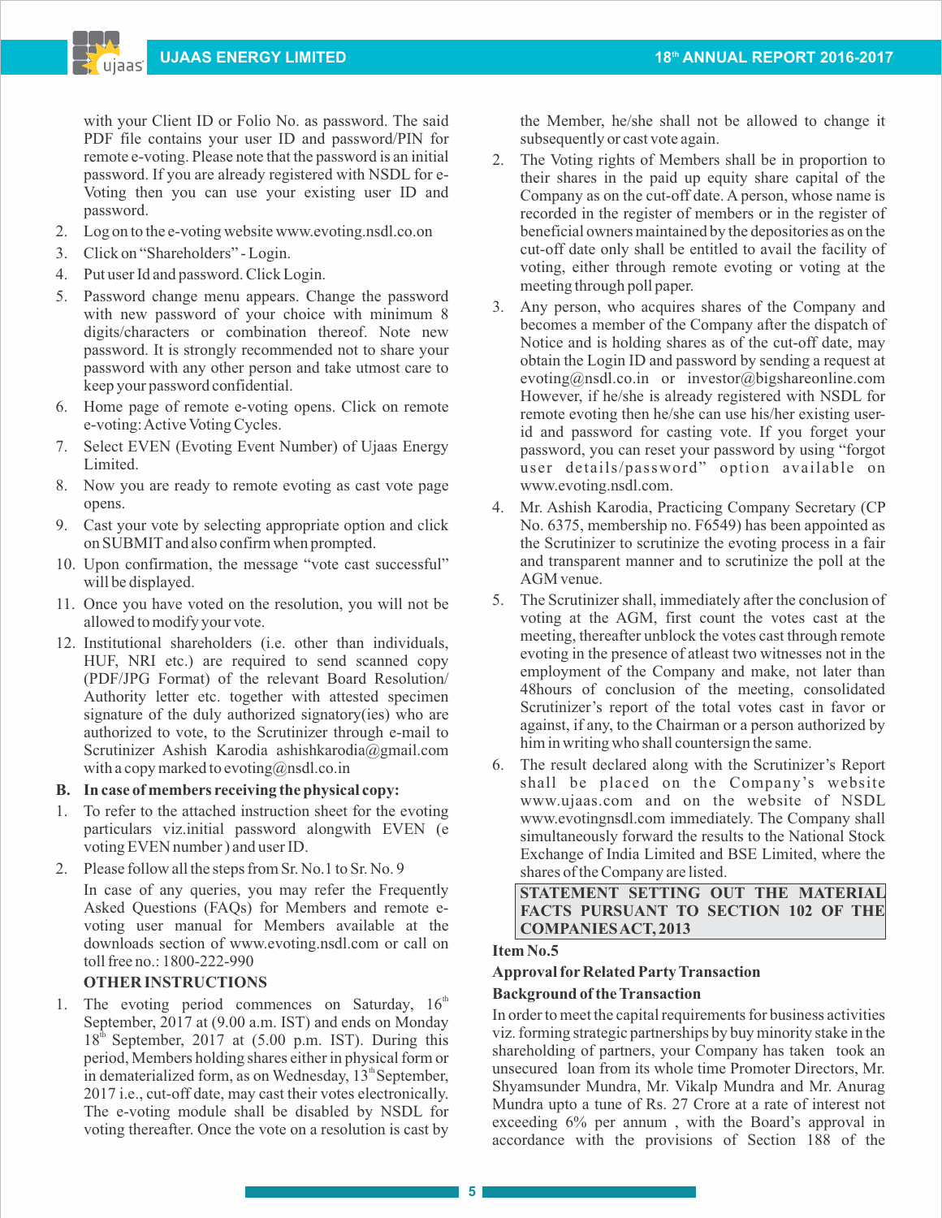with your Client ID or Folio No. as password. The said PDF file contains your user ID and password/PIN for remote e-voting. Please note that the password is an initial password. If you are already registered with NSDL for e-Voting then you can use your existing user ID and password.

2. Log on to the e-voting website www.evoting.nsdl.co.on
3. Click on "Shareholders" - Login.
4. Put user Id and password. Click Login.
5. Password change menu appears. Change the password with new password of your choice with minimum 8 digits/characters or combination thereof. Note new password. It is strongly recommended not to share your password with any other person and take utmost care to keep your password confidential.
6. Home page of remote e-voting opens. Click on remote e-voting: Active Voting Cycles.
7. Select EVEN (Evoting Event Number) of Ujaas Energy Limited.
8. Now you are ready to remote evoting as cast vote page opens.
9. Cast your vote by selecting appropriate option and click on SUBMIT and also confirm when prompted.
10. Upon confirmation, the message "vote cast successful" will be displayed.
11. Once you have voted on the resolution, you will not be allowed to modify your vote.
12. Institutional shareholders (i.e. other than individuals, HUF, NRI etc.) are required to send scanned copy (PDF/JPG Format) of the relevant Board Resolution/ Authority letter etc. together with attested specimen signature of the duly authorized signatory(ies) who are authorized to vote, to the Scrutinizer through e-mail to Scrutinizer Ashish Karodia ashishkarodia@gmail.com with a copy marked to evoting@nsdl.co.in

**B. In case of members receiving the physical copy:**

1. To refer to the attached instruction sheet for the evoting particulars viz.initial password alongwith EVEN (e voting EVEN number ) and user ID.
2. Please follow all the steps from Sr. No.1 to Sr. No. 9

   In case of any queries, you may refer the Frequently Asked Questions (FAQs) for Members and remote e-voting user manual for Members available at the downloads section of www.evoting.nsdl.com or call on toll free no.: 1800-222-990

**OTHER INSTRUCTIONS**

1. The evoting period commences on Saturday, 16th September, 2017 at (9.00 a.m. IST) and ends on Monday 18th September, 2017 at (5.00 p.m. IST). During this period, Members holding shares either in physical form or in dematerialized form, as on Wednesday, 13th September, 2017 i.e., cut-off date, may cast their votes electronically. The e-voting module shall be disabled by NSDL for voting thereafter. Once the vote on a resolution is cast by the Member, he/she shall not be allowed to change it subsequently or cast vote again.
2. The Voting rights of Members shall be in proportion to their shares in the paid up equity share capital of the Company as on the cut-off date. A person, whose name is recorded in the register of members or in the register of beneficial owners maintained by the depositories as on the cut-off date only shall be entitled to avail the facility of voting, either through remote evoting or voting at the meeting through poll paper.
3. Any person, who acquires shares of the Company and becomes a member of the Company after the dispatch of Notice and is holding shares as of the cut-off date, may obtain the Login ID and password by sending a request at evoting@nsdl.co.in or investor@bigshareonline.com However, if he/she is already registered with NSDL for remote evoting then he/she can use his/her existing user-id and password for casting vote. If you forget your password, you can reset your password by using "forgot user details/password" option available on www.evoting.nsdl.com.
4. Mr. Ashish Karodia, Practicing Company Secretary (CP No. 6375, membership no. F6549) has been appointed as the Scrutinizer to scrutinize the evoting process in a fair and transparent manner and to scrutinize the poll at the AGM venue.
5. The Scrutinizer shall, immediately after the conclusion of voting at the AGM, first count the votes cast at the meeting, thereafter unblock the votes cast through remote evoting in the presence of atleast two witnesses not in the employment of the Company and make, not later than 48hours of conclusion of the meeting, consolidated Scrutinizer's report of the total votes cast in favor or against, if any, to the Chairman or a person authorized by him in writing who shall countersign the same.
6. The result declared along with the Scrutinizer's Report shall be placed on the Company's website www.ujaas.com and on the website of NSDL www.evotingnsdl.com immediately. The Company shall simultaneously forward the results to the National Stock Exchange of India Limited and BSE Limited, where the shares of the Company are listed.

**STATEMENT SETTING OUT THE MATERIAL FACTS PURSUANT TO SECTION 102 OF THE COMPANIES ACT, 2013**

**Item No.5**

**Approval for Related Party Transaction**

**Background of the Transaction**

In order to meet the capital requirements for business activities viz. forming strategic partnerships by buy minority stake in the shareholding of partners, your Company has taken unsecured loan from its whole time Promoter Directors, Mr. Shyamsunder Mundra, Mr. Vikalp Mundra and Mr. Anurag Mundra upto a tune of Rs. 27 Crore at a rate of interest not exceeding 6% per annum , with the Board's approval in accordance with the provisions of Section 188 of the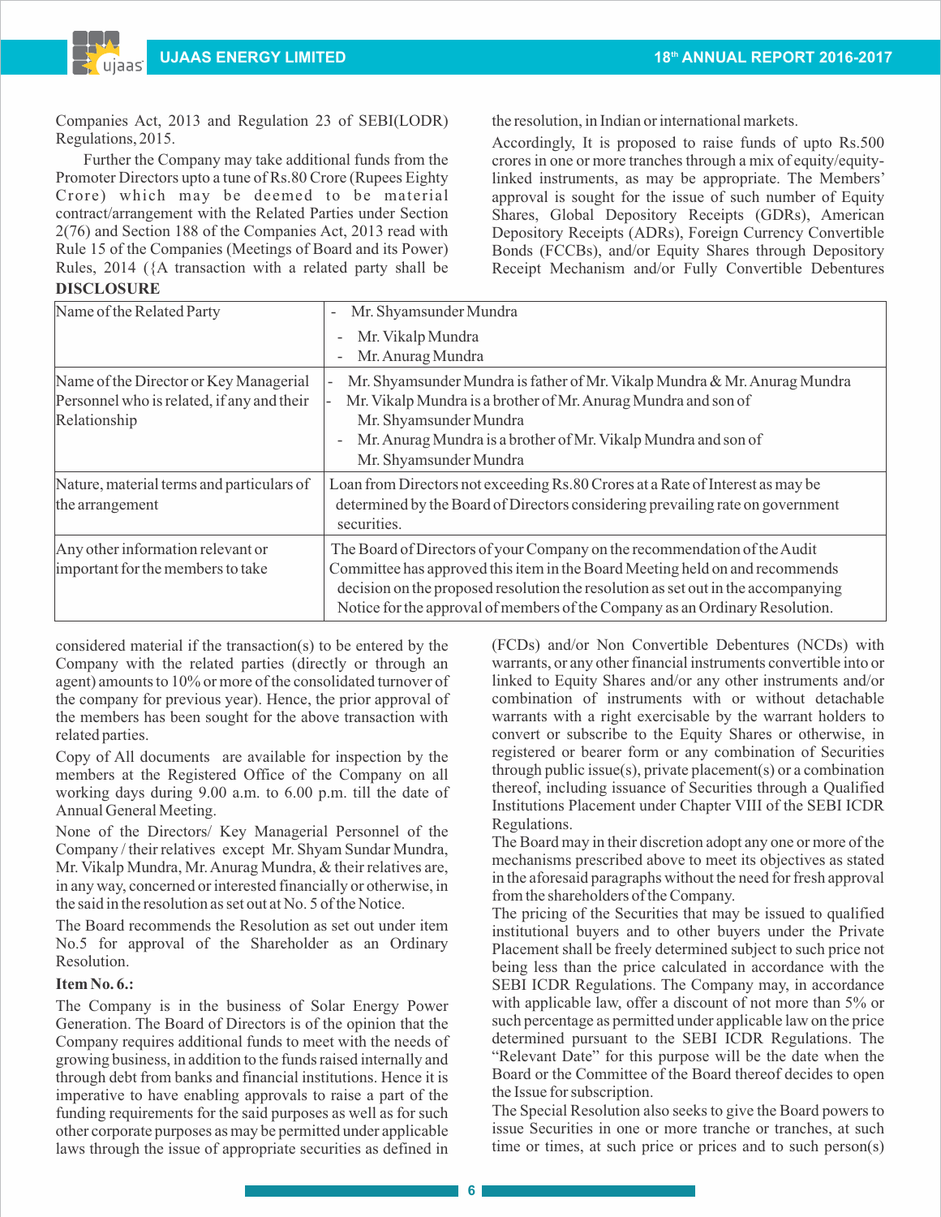Companies Act, 2013 and Regulation 23 of SEBI(LODR) Regulations, 2015.

Further the Company may take additional funds from the Promoter Directors upto a tune of Rs.80 Crore (Rupees Eighty Crore) which may be deemed to be material contract/arrangement with the Related Parties under Section 2(76) and Section 188 of the Companies Act, 2013 read with Rule 15 of the Companies (Meetings of Board and its Power) Rules, 2014 ({A transaction with a related party shall be considered material if the transaction(s) to be entered by the Company with the related parties (directly or through an agent) amounts to 10% or more of the consolidated turnover of the company for previous year). Hence, the prior approval of the members has been sought for the above transaction with related parties.

**DISCLOSURE**

| Name of the Related Party | - Mr. Shyamsunder Mundra<br>- Mr. Vikalp Mundra<br>- Mr. Anurag Mundra |
|---|---|
| Name of the Director or Key Managerial Personnel who is related, if any and their Relationship | - Mr. Shyamsunder Mundra is father of Mr. Vikalp Mundra & Mr. Anurag Mundra<br>- Mr. Vikalp Mundra is a brother of Mr. Anurag Mundra and son of Mr. Shyamsunder Mundra<br>- Mr. Anurag Mundra is a brother of Mr. Vikalp Mundra and son of Mr. Shyamsunder Mundra |
| Nature, material terms and particulars of the arrangement | Loan from Directors not exceeding Rs.80 Crores at a Rate of Interest as may be determined by the Board of Directors considering prevailing rate on government securities. |
| Any other information relevant or important for the members to take | The Board of Directors of your Company on the recommendation of the Audit Committee has approved this item in the Board Meeting held on and recommends decision on the proposed resolution the resolution as set out in the accompanying Notice for the approval of members of the Company as an Ordinary Resolution. |

Copy of All documents are available for inspection by the members at the Registered Office of the Company on all working days during 9.00 a.m. to 6.00 p.m. till the date of Annual General Meeting.

None of the Directors/ Key Managerial Personnel of the Company / their relatives except Mr. Shyam Sundar Mundra, Mr. Vikalp Mundra, Mr. Anurag Mundra, & their relatives are, in any way, concerned or interested financially or otherwise, in the said in the resolution as set out at No. 5 of the Notice.

The Board recommends the Resolution as set out under item No.5 for approval of the Shareholder as an Ordinary Resolution.

**Item No. 6.:**

The Company is in the business of Solar Energy Power Generation. The Board of Directors is of the opinion that the Company requires additional funds to meet with the needs of growing business, in addition to the funds raised internally and through debt from banks and financial institutions. Hence it is imperative to have enabling approvals to raise a part of the funding requirements for the said purposes as well as for such other corporate purposes as may be permitted under applicable laws through the issue of appropriate securities as defined in the resolution, in Indian or international markets.

Accordingly, It is proposed to raise funds of upto Rs.500 crores in one or more tranches through a mix of equity/equity-linked instruments, as may be appropriate. The Members' approval is sought for the issue of such number of Equity Shares, Global Depository Receipts (GDRs), American Depository Receipts (ADRs), Foreign Currency Convertible Bonds (FCCBs), and/or Equity Shares through Depository Receipt Mechanism and/or Fully Convertible Debentures (FCDs) and/or Non Convertible Debentures (NCDs) with warrants, or any other financial instruments convertible into or linked to Equity Shares and/or any other instruments and/or combination of instruments with or without detachable warrants with a right exercisable by the warrant holders to convert or subscribe to the Equity Shares or otherwise, in registered or bearer form or any combination of Securities through public issue(s), private placement(s) or a combination thereof, including issuance of Securities through a Qualified Institutions Placement under Chapter VIII of the SEBI ICDR Regulations.

The Board may in their discretion adopt any one or more of the mechanisms prescribed above to meet its objectives as stated in the aforesaid paragraphs without the need for fresh approval from the shareholders of the Company.

The pricing of the Securities that may be issued to qualified institutional buyers and to other buyers under the Private Placement shall be freely determined subject to such price not being less than the price calculated in accordance with the SEBI ICDR Regulations. The Company may, in accordance with applicable law, offer a discount of not more than 5% or such percentage as permitted under applicable law on the price determined pursuant to the SEBI ICDR Regulations. The "Relevant Date" for this purpose will be the date when the Board or the Committee of the Board thereof decides to open the Issue for subscription.

The Special Resolution also seeks to give the Board powers to issue Securities in one or more tranche or tranches, at such time or times, at such price or prices and to such person(s)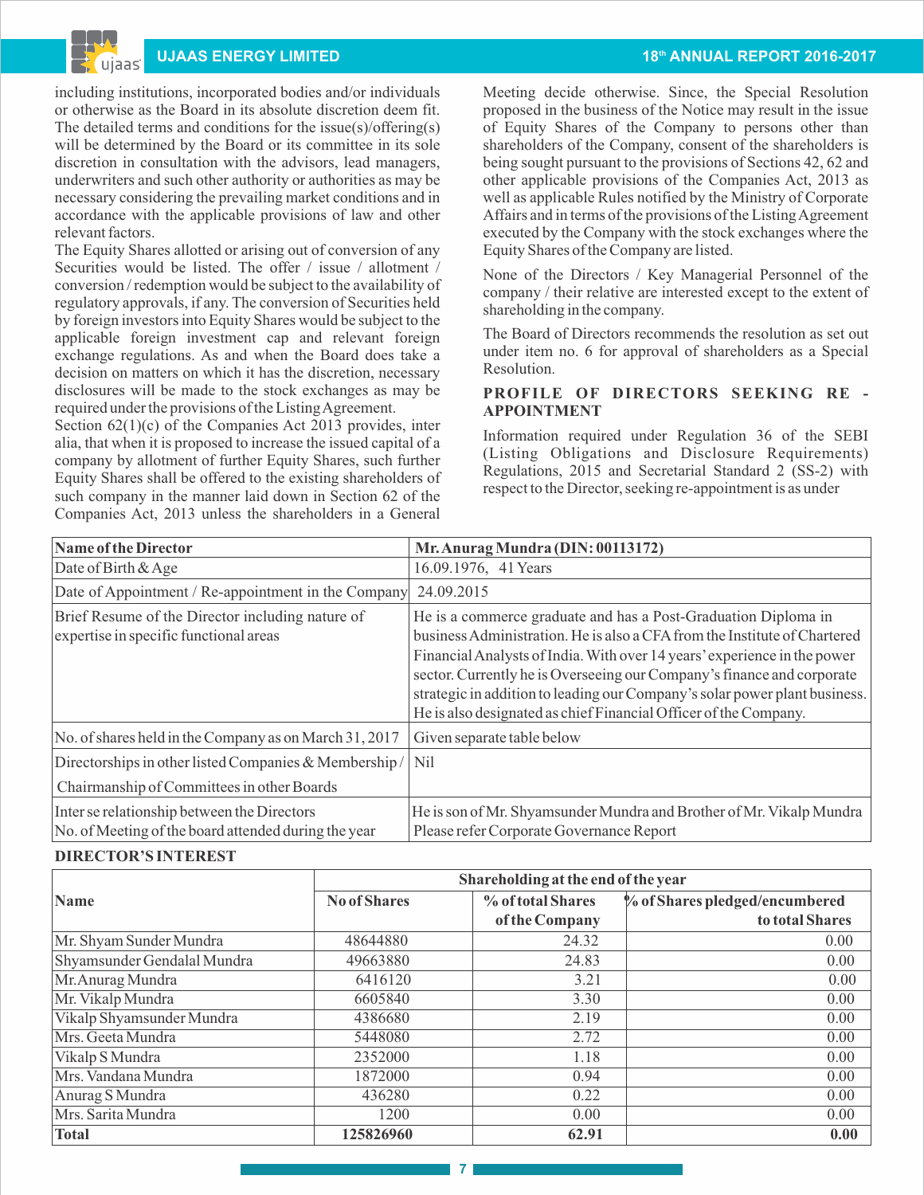including institutions, incorporated bodies and/or individuals or otherwise as the Board in its absolute discretion deem fit. The detailed terms and conditions for the issue(s)/offering(s) will be determined by the Board or its committee in its sole discretion in consultation with the advisors, lead managers, underwriters and such other authority or authorities as may be necessary considering the prevailing market conditions and in accordance with the applicable provisions of law and other relevant factors.

The Equity Shares allotted or arising out of conversion of any Securities would be listed. The offer / issue / allotment / conversion / redemption would be subject to the availability of regulatory approvals, if any. The conversion of Securities held by foreign investors into Equity Shares would be subject to the applicable foreign investment cap and relevant foreign exchange regulations. As and when the Board does take a decision on matters on which it has the discretion, necessary disclosures will be made to the stock exchanges as may be required under the provisions of the Listing Agreement.

Section 62(1)(c) of the Companies Act 2013 provides, inter alia, that when it is proposed to increase the issued capital of a company by allotment of further Equity Shares, such further Equity Shares shall be offered to the existing shareholders of such company in the manner laid down in Section 62 of the Companies Act, 2013 unless the shareholders in a General Meeting decide otherwise. Since, the Special Resolution proposed in the business of the Notice may result in the issue of Equity Shares of the Company to persons other than shareholders of the Company, consent of the shareholders is being sought pursuant to the provisions of Sections 42, 62 and other applicable provisions of the Companies Act, 2013 as well as applicable Rules notified by the Ministry of Corporate Affairs and in terms of the provisions of the Listing Agreement executed by the Company with the stock exchanges where the Equity Shares of the Company are listed.

None of the Directors / Key Managerial Personnel of the company / their relative are interested except to the extent of shareholding in the company.

The Board of Directors recommends the resolution as set out under item no. 6 for approval of shareholders as a Special Resolution.

**PROFILE OF DIRECTORS SEEKING RE - APPOINTMENT**

Information required under Regulation 36 of the SEBI (Listing Obligations and Disclosure Requirements) Regulations, 2015 and Secretarial Standard 2 (SS-2) with respect to the Director, seeking re-appointment is as under

| **Name of the Director** | **Mr. Anurag Mundra (DIN: 00113172)** |
|---|---|
| Date of Birth & Age | 16.09.1976, 41 Years |
| Date of Appointment / Re-appointment in the Company | 24.09.2015 |
| Brief Resume of the Director including nature of expertise in specific functional areas | He is a commerce graduate and has a Post-Graduation Diploma in business Administration. He is also a CFA from the Institute of Chartered Financial Analysts of India. With over 14 years' experience in the power sector. Currently he is Overseeing our Company's finance and corporate strategic in addition to leading our Company's solar power plant business. He is also designated as chief Financial Officer of the Company. |
| No. of shares held in the Company as on March 31, 2017 | Given separate table below |
| Directorships in other listed Companies & Membership / Chairmanship of Committees in other Boards | Nil |
| Inter se relationship between the Directors | He is son of Mr. Shyamsunder Mundra and Brother of Mr. Vikalp Mundra |
| No. of Meeting of the board attended during the year | Please refer Corporate Governance Report |

**DIRECTOR'S INTEREST**

| **Name** | **Shareholding at the end of the year** | | |
|---|---|---|---|
| | **No of Shares** | **% of total Shares of the Company** | **% of Shares pledged/encumbered to total Shares** |
| Mr. Shyam Sunder Mundra | 48644880 | 24.32 | 0.00 |
| Shyamsunder Gendalal Mundra | 49663880 | 24.83 | 0.00 |
| Mr. Anurag Mundra | 6416120 | 3.21 | 0.00 |
| Mr. Vikalp Mundra | 6605840 | 3.30 | 0.00 |
| Vikalp Shyamsunder Mundra | 4386680 | 2.19 | 0.00 |
| Mrs. Geeta Mundra | 5448080 | 2.72 | 0.00 |
| Vikalp S Mundra | 2352000 | 1.18 | 0.00 |
| Mrs. Vandana Mundra | 1872000 | 0.94 | 0.00 |
| Anurag S Mundra | 436280 | 0.22 | 0.00 |
| Mrs. Sarita Mundra | 1200 | 0.00 | 0.00 |
| **Total** | **125826960** | **62.91** | **0.00** |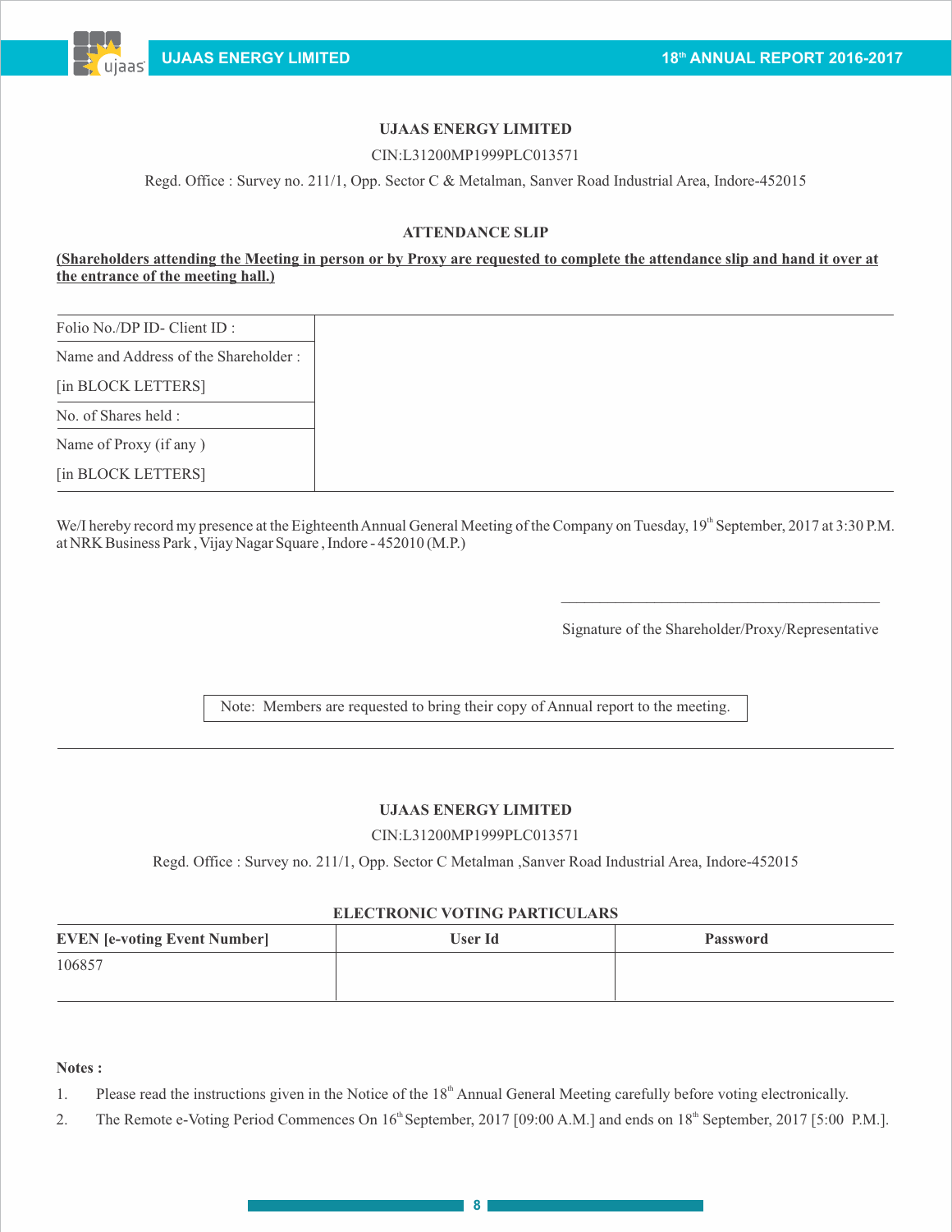**UJAAS ENERGY LIMITED**

CIN:L31200MP1999PLC013571

Regd. Office : Survey no. 211/1, Opp. Sector C & Metalman, Sanver Road Industrial Area, Indore-452015

**ATTENDANCE SLIP**

**(Shareholders attending the Meeting in person or by Proxy are requested to complete the attendance slip and hand it over at the entrance of the meeting hall.)**

| | |
|---|---|
| Folio No./DP ID- Client ID : | |
| Name and Address of the Shareholder : [in BLOCK LETTERS] | |
| No. of Shares held : | |
| Name of Proxy (if any ) [in BLOCK LETTERS] | |

We/I hereby record my presence at the Eighteenth Annual General Meeting of the Company on Tuesday, 19th September, 2017 at 3:30 P.M. at NRK Business Park , Vijay Nagar Square , Indore - 452010 (M.P.)

\_\_\_\_\_\_\_\_\_\_\_\_\_\_\_\_\_\_\_\_\_\_\_\_\_\_\_\_\_\_\_\_\_\_\_\_\_\_\_\_

Signature of the Shareholder/Proxy/Representative

Note: Members are requested to bring their copy of Annual report to the meeting.

---

**UJAAS ENERGY LIMITED**

CIN:L31200MP1999PLC013571

Regd. Office : Survey no. 211/1, Opp. Sector C Metalman ,Sanver Road Industrial Area, Indore-452015

**ELECTRONIC VOTING PARTICULARS**

| EVEN [e-voting Event Number] | User Id | Password |
|---|---|---|
| 106857 | | |

**Notes :**

1. Please read the instructions given in the Notice of the 18th Annual General Meeting carefully before voting electronically.
2. The Remote e-Voting Period Commences On 16th September, 2017 [09:00 A.M.] and ends on 18th September, 2017 [5:00 P.M.].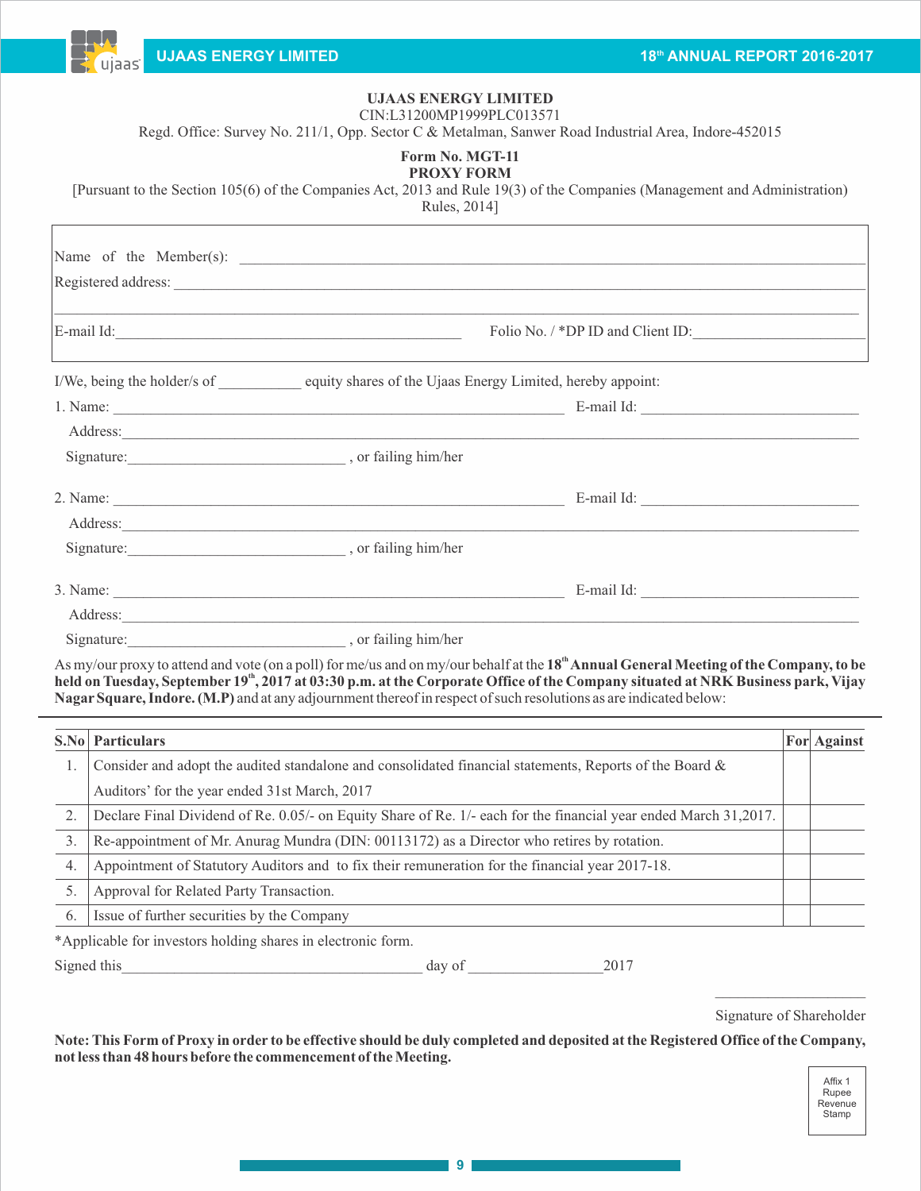**UJAAS ENERGY LIMITED**

CIN:L31200MP1999PLC013571

Regd. Office: Survey No. 211/1, Opp. Sector C & Metalman, Sanwer Road Industrial Area, Indore-452015

**Form No. MGT-11**

**PROXY FORM**

[Pursuant to the Section 105(6) of the Companies Act, 2013 and Rule 19(3) of the Companies (Management and Administration) Rules, 2014]

Name of the Member(s): ______________________________

Registered address: ______________________________

______________________________

E-mail Id: ______________________ Folio No. / *DP ID and Client ID: ______________________

I/We, being the holder/s of __________ equity shares of the Ujaas Energy Limited, hereby appoint:

1. Name: ______________________ E-mail Id: ______________________
   Address: ______________________________
   Signature: ______________________ , or failing him/her

2. Name: ______________________ E-mail Id: ______________________
   Address: ______________________________
   Signature: ______________________ , or failing him/her

3. Name: ______________________ E-mail Id: ______________________
   Address: ______________________________
   Signature: ______________________ , or failing him/her

As my/our proxy to attend and vote (on a poll) for me/us and on my/our behalf at the **18th Annual General Meeting of the Company, to be held on Tuesday, September 19th, 2017 at 03:30 p.m. at the Corporate Office of the Company situated at NRK Business park, Vijay Nagar Square, Indore. (M.P)** and at any adjournment thereof in respect of such resolutions as are indicated below:

| S.No | Particulars | For | Against |
|---|---|---|---|
| 1. | Consider and adopt the audited standalone and consolidated financial statements, Reports of the Board & Auditors' for the year ended 31st March, 2017 | | |
| 2. | Declare Final Dividend of Re. 0.05/- on Equity Share of Re. 1/- each for the financial year ended March 31,2017. | | |
| 3. | Re-appointment of Mr. Anurag Mundra (DIN: 00113172) as a Director who retires by rotation. | | |
| 4. | Appointment of Statutory Auditors and to fix their remuneration for the financial year 2017-18. | | |
| 5. | Approval for Related Party Transaction. | | |
| 6. | Issue of further securities by the Company | | |

*Applicable for investors holding shares in electronic form.

Signed this ______________________ day of ______________ 2017

______________________

Signature of Shareholder

**Note: This Form of Proxy in order to be effective should be duly completed and deposited at the Registered Office of the Company, not less than 48 hours before the commencement of the Meeting.**

Affix 1 Rupee Revenue Stamp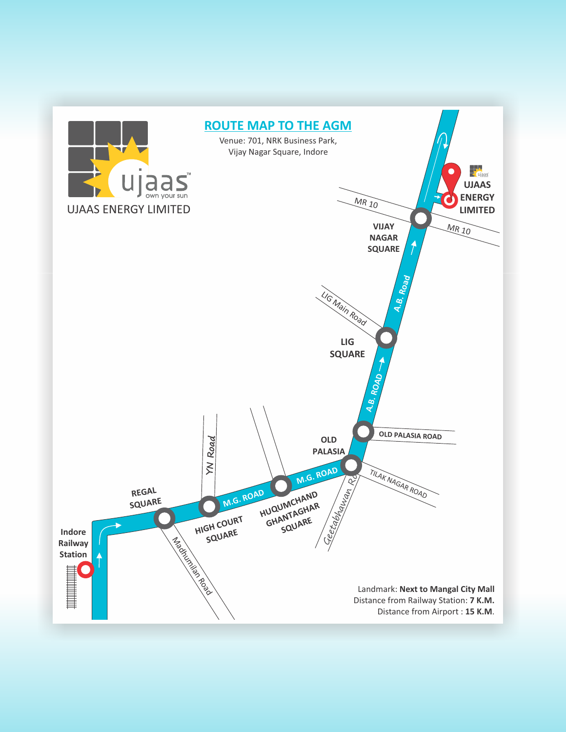UJAAS ENERGY LIMITED

ujaas own your sun

# ROUTE MAP TO THE AGM

Venue: 701, NRK Business Park,
Vijay Nagar Square, Indore

UJAAS ENERGY LIMITED

MR 10

VIJAY NAGAR SQUARE

A.B. Road

LIG Main Road

LIG SQUARE

A.B. ROAD

OLD PALASIA

OLD PALASIA ROAD

TILAK NAGAR ROAD

Geetabhawan Rd

M.G. ROAD

HUQUMCHAND GHANTAGHAR SQUARE

HIGH COURT SQUARE

YN Road

REGAL SQUARE

Madhumilan Road

Indore Railway Station

Landmark: **Next to Mangal City Mall**
Distance from Railway Station: **7 K.M.**
Distance from Airport : **15 K.M.**